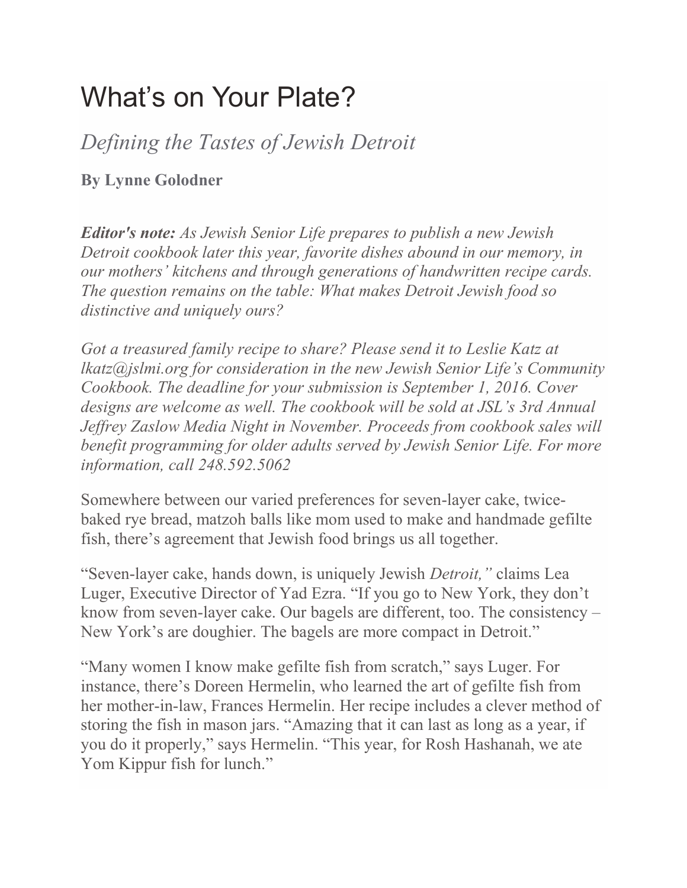# What's on Your Plate?

## *Defining the Tastes of Jewish Detroit*

**By Lynne Golodner**

***Editor's note:*** *As Jewish Senior Life prepares to publish a new Jewish Detroit cookbook later this year, favorite dishes abound in our memory, in our mothers' kitchens and through generations of handwritten recipe cards. The question remains on the table: What makes Detroit Jewish food so distinctive and uniquely ours?*

*Got a treasured family recipe to share? Please send it to Leslie Katz at lkatz@jslmi.org for consideration in the new Jewish Senior Life's Community Cookbook. The deadline for your submission is September 1, 2016. Cover designs are welcome as well. The cookbook will be sold at JSL's 3rd Annual Jeffrey Zaslow Media Night in November. Proceeds from cookbook sales will benefit programming for older adults served by Jewish Senior Life. For more information, call 248.592.5062*

Somewhere between our varied preferences for seven-layer cake, twice-baked rye bread, matzoh balls like mom used to make and handmade gefilte fish, there's agreement that Jewish food brings us all together.

"Seven-layer cake, hands down, is uniquely Jewish *Detroit,"* claims Lea Luger, Executive Director of Yad Ezra. "If you go to New York, they don't know from seven-layer cake. Our bagels are different, too. The consistency – New York's are doughier. The bagels are more compact in Detroit."

"Many women I know make gefilte fish from scratch," says Luger. For instance, there's Doreen Hermelin, who learned the art of gefilte fish from her mother-in-law, Frances Hermelin. Her recipe includes a clever method of storing the fish in mason jars. "Amazing that it can last as long as a year, if you do it properly," says Hermelin. "This year, for Rosh Hashanah, we ate Yom Kippur fish for lunch."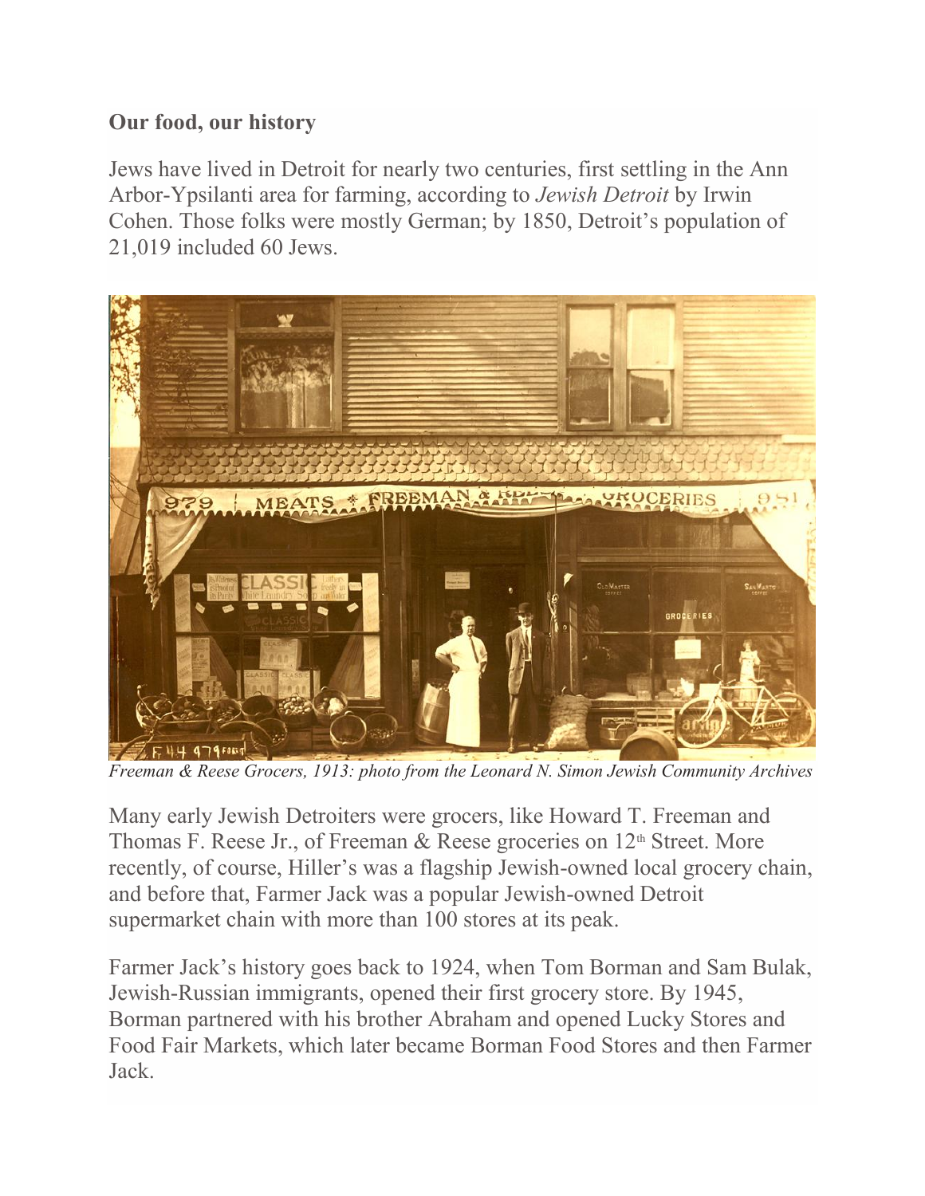**Our food, our history**

Jews have lived in Detroit for nearly two centuries, first settling in the Ann Arbor-Ypsilanti area for farming, according to *Jewish Detroit* by Irwin Cohen. Those folks were mostly German; by 1850, Detroit's population of 21,019 included 60 Jews.

*Freeman & Reese Grocers, 1913: photo from the Leonard N. Simon Jewish Community Archives*

Many early Jewish Detroiters were grocers, like Howard T. Freeman and Thomas F. Reese Jr., of Freeman & Reese groceries on 12th Street. More recently, of course, Hiller's was a flagship Jewish-owned local grocery chain, and before that, Farmer Jack was a popular Jewish-owned Detroit supermarket chain with more than 100 stores at its peak.

Farmer Jack's history goes back to 1924, when Tom Borman and Sam Bulak, Jewish-Russian immigrants, opened their first grocery store. By 1945, Borman partnered with his brother Abraham and opened Lucky Stores and Food Fair Markets, which later became Borman Food Stores and then Farmer Jack.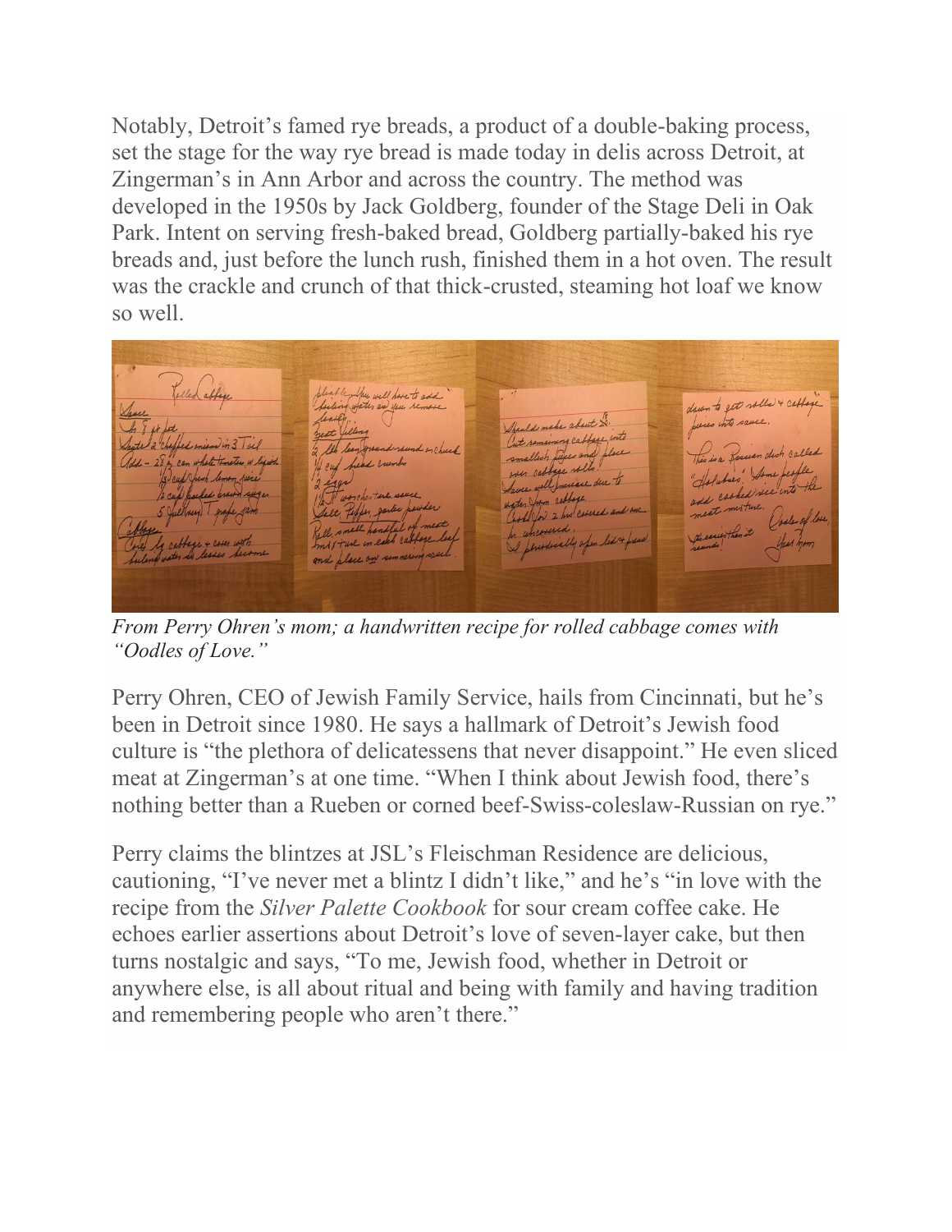Notably, Detroit's famed rye breads, a product of a double-baking process, set the stage for the way rye bread is made today in delis across Detroit, at Zingerman's in Ann Arbor and across the country. The method was developed in the 1950s by Jack Goldberg, founder of the Stage Deli in Oak Park. Intent on serving fresh-baked bread, Goldberg partially-baked his rye breads and, just before the lunch rush, finished them in a hot oven. The result was the crackle and crunch of that thick-crusted, steaming hot loaf we know so well.

*From Perry Ohren's mom; a handwritten recipe for rolled cabbage comes with "Oodles of Love."*

Perry Ohren, CEO of Jewish Family Service, hails from Cincinnati, but he's been in Detroit since 1980. He says a hallmark of Detroit's Jewish food culture is "the plethora of delicatessens that never disappoint." He even sliced meat at Zingerman's at one time. "When I think about Jewish food, there's nothing better than a Rueben or corned beef-Swiss-coleslaw-Russian on rye."

Perry claims the blintzes at JSL's Fleischman Residence are delicious, cautioning, "I've never met a blintz I didn't like," and he's "in love with the recipe from the *Silver Palette Cookbook* for sour cream coffee cake. He echoes earlier assertions about Detroit's love of seven-layer cake, but then turns nostalgic and says, "To me, Jewish food, whether in Detroit or anywhere else, is all about ritual and being with family and having tradition and remembering people who aren't there."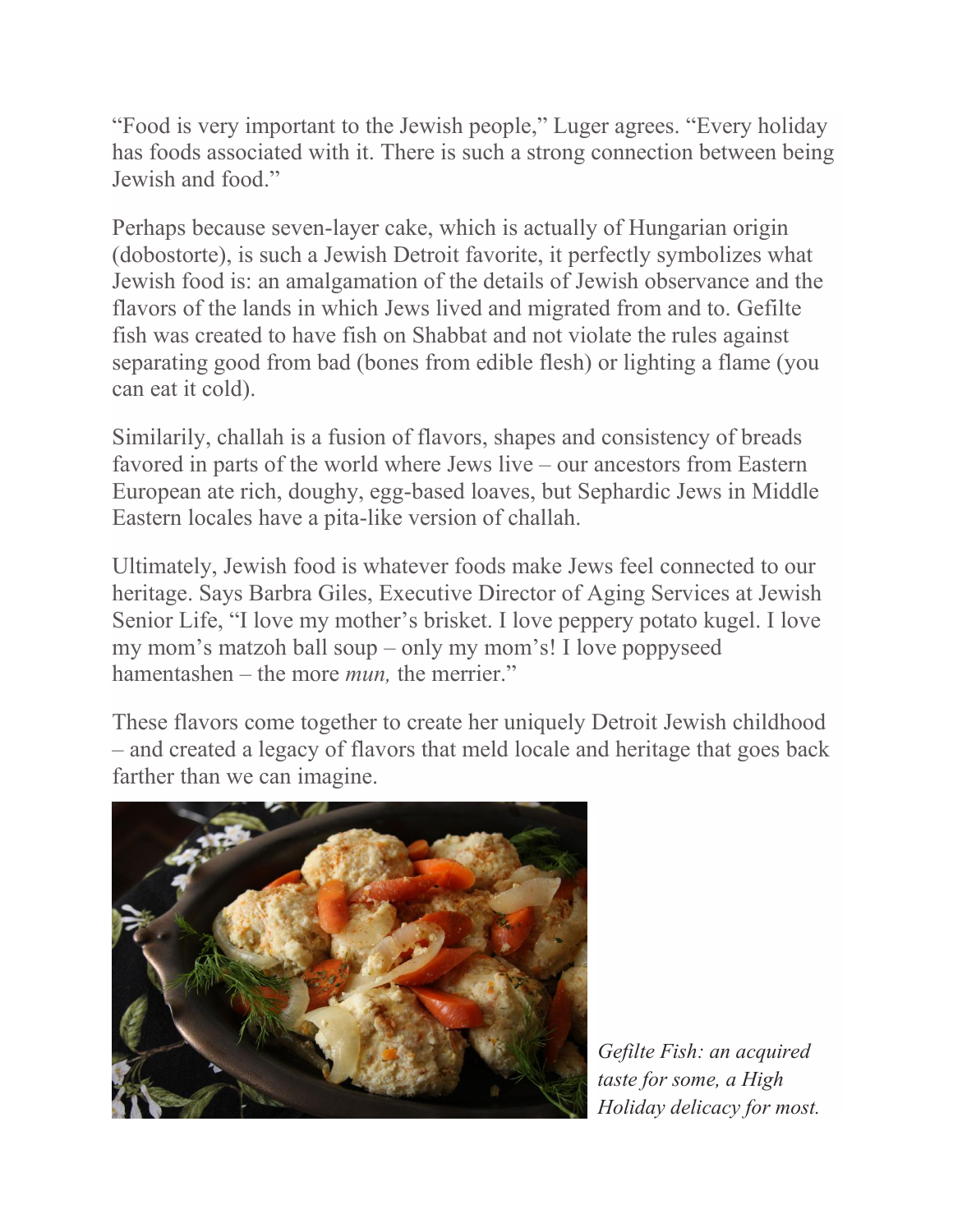"Food is very important to the Jewish people," Luger agrees. "Every holiday has foods associated with it. There is such a strong connection between being Jewish and food."

Perhaps because seven-layer cake, which is actually of Hungarian origin (dobostorte), is such a Jewish Detroit favorite, it perfectly symbolizes what Jewish food is: an amalgamation of the details of Jewish observance and the flavors of the lands in which Jews lived and migrated from and to. Gefilte fish was created to have fish on Shabbat and not violate the rules against separating good from bad (bones from edible flesh) or lighting a flame (you can eat it cold).

Similarily, challah is a fusion of flavors, shapes and consistency of breads favored in parts of the world where Jews live – our ancestors from Eastern European ate rich, doughy, egg-based loaves, but Sephardic Jews in Middle Eastern locales have a pita-like version of challah.

Ultimately, Jewish food is whatever foods make Jews feel connected to our heritage. Says Barbra Giles, Executive Director of Aging Services at Jewish Senior Life, "I love my mother's brisket. I love peppery potato kugel. I love my mom's matzoh ball soup – only my mom's! I love poppyseed hamentashen – the more *mun,* the merrier."

These flavors come together to create her uniquely Detroit Jewish childhood – and created a legacy of flavors that meld locale and heritage that goes back farther than we can imagine.

*Gefilte Fish: an acquired taste for some, a High Holiday delicacy for most.*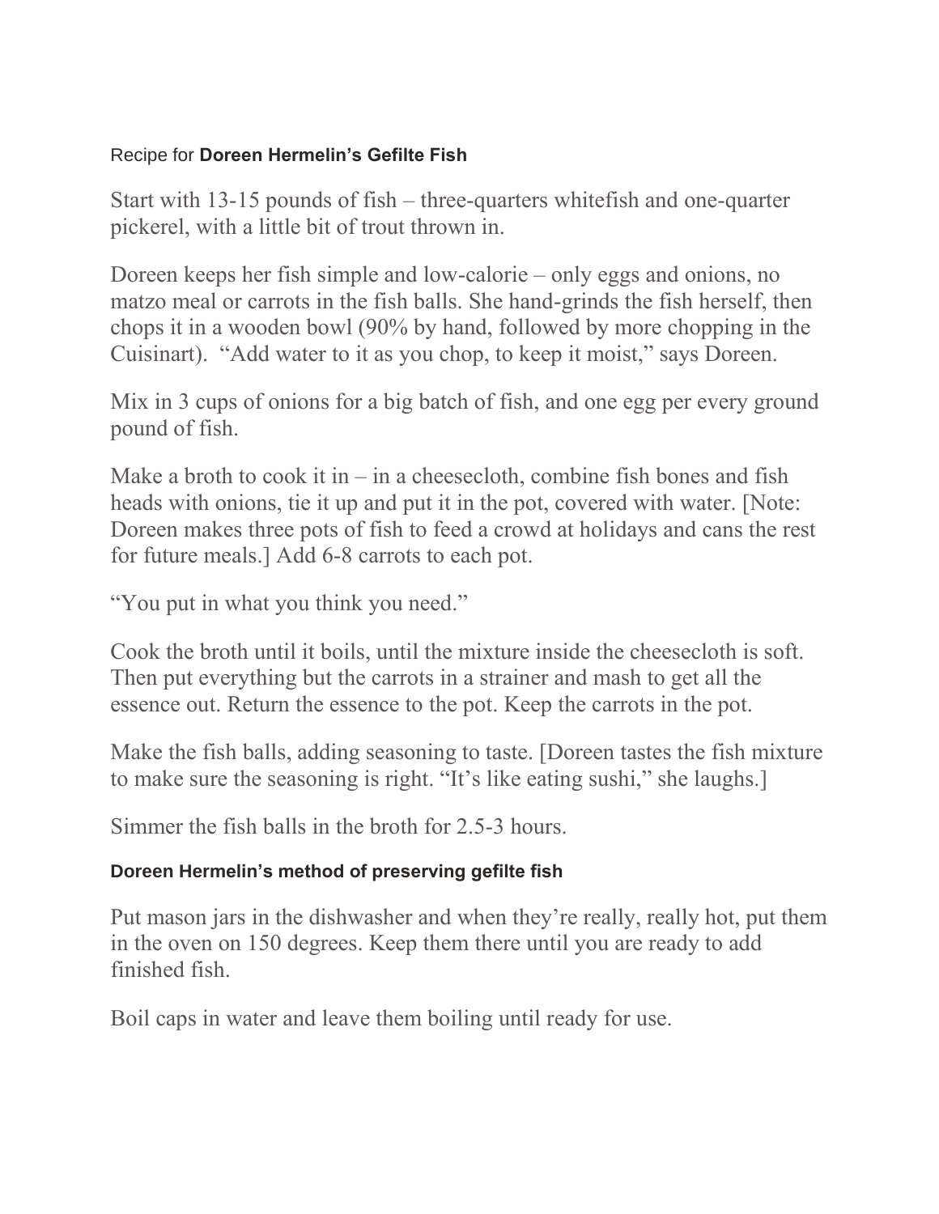Recipe for **Doreen Hermelin's Gefilte Fish**

Start with 13-15 pounds of fish – three-quarters whitefish and one-quarter pickerel, with a little bit of trout thrown in.

Doreen keeps her fish simple and low-calorie – only eggs and onions, no matzo meal or carrots in the fish balls. She hand-grinds the fish herself, then chops it in a wooden bowl (90% by hand, followed by more chopping in the Cuisinart). "Add water to it as you chop, to keep it moist," says Doreen.

Mix in 3 cups of onions for a big batch of fish, and one egg per every ground pound of fish.

Make a broth to cook it in – in a cheesecloth, combine fish bones and fish heads with onions, tie it up and put it in the pot, covered with water. [Note: Doreen makes three pots of fish to feed a crowd at holidays and cans the rest for future meals.] Add 6-8 carrots to each pot.

"You put in what you think you need."

Cook the broth until it boils, until the mixture inside the cheesecloth is soft. Then put everything but the carrots in a strainer and mash to get all the essence out. Return the essence to the pot. Keep the carrots in the pot.

Make the fish balls, adding seasoning to taste. [Doreen tastes the fish mixture to make sure the seasoning is right. "It's like eating sushi," she laughs.]

Simmer the fish balls in the broth for 2.5-3 hours.

**Doreen Hermelin's method of preserving gefilte fish**

Put mason jars in the dishwasher and when they're really, really hot, put them in the oven on 150 degrees. Keep them there until you are ready to add finished fish.

Boil caps in water and leave them boiling until ready for use.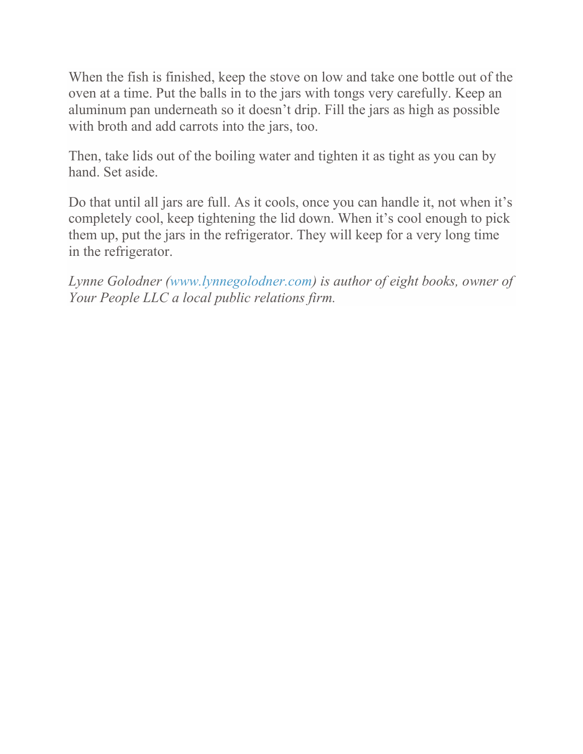When the fish is finished, keep the stove on low and take one bottle out of the oven at a time. Put the balls in to the jars with tongs very carefully. Keep an aluminum pan underneath so it doesn't drip. Fill the jars as high as possible with broth and add carrots into the jars, too.

Then, take lids out of the boiling water and tighten it as tight as you can by hand. Set aside.

Do that until all jars are full. As it cools, once you can handle it, not when it's completely cool, keep tightening the lid down. When it's cool enough to pick them up, put the jars in the refrigerator. They will keep for a very long time in the refrigerator.

*Lynne Golodner (www.lynnegolodner.com) is author of eight books, owner of Your People LLC a local public relations firm.*